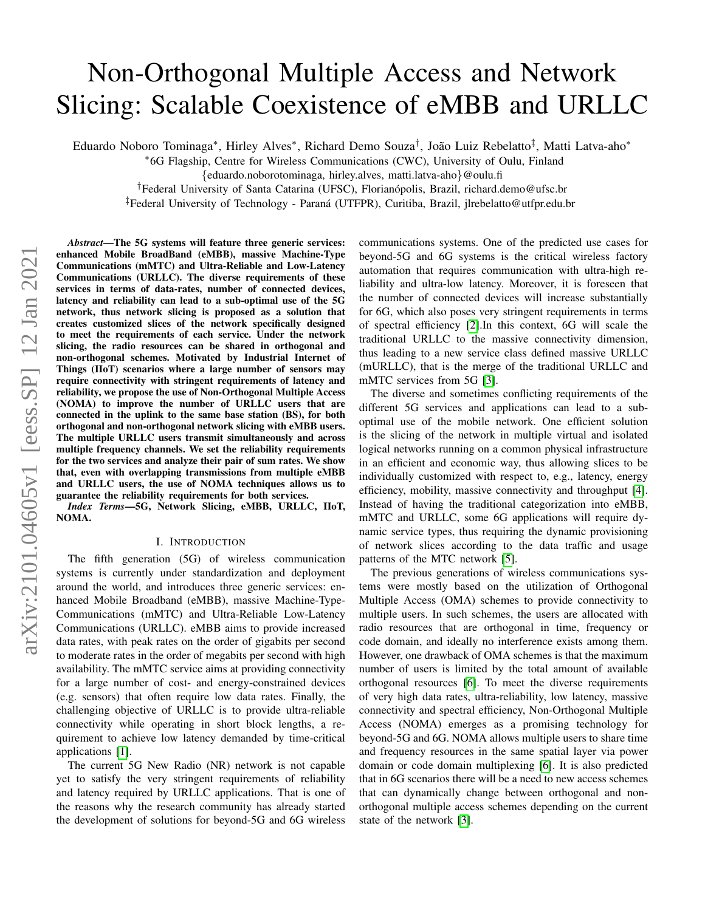# Non-Orthogonal Multiple Access and Network Slicing: Scalable Coexistence of eMBB and URLLC

Eduardo Noboro Tominaga*, Hirley Alves*, Richard Demo Souza†, João Luiz Rebelatto‡, Matti Latva-aho*

*6G Flagship, Centre for Wireless Communications (CWC), University of Oulu, Finland

{eduardo.noborotominaga, hirley.alves, matti.latva-aho}@oulu.fi

†Federal University of Santa Catarina (UFSC), Florianópolis, Brazil, richard.demo@ufsc.br

‡Federal University of Technology - Paraná (UTFPR), Curitiba, Brazil, jlrebelatto@utfpr.edu.br

***Abstract*—The 5G systems will feature three generic services: enhanced Mobile BroadBand (eMBB), massive Machine-Type Communications (mMTC) and Ultra-Reliable and Low-Latency Communications (URLLC). The diverse requirements of these services in terms of data-rates, number of connected devices, latency and reliability can lead to a sub-optimal use of the 5G network, thus network slicing is proposed as a solution that creates customized slices of the network specifically designed to meet the requirements of each service. Under the network slicing, the radio resources can be shared in orthogonal and non-orthogonal schemes. Motivated by Industrial Internet of Things (IIoT) scenarios where a large number of sensors may require connectivity with stringent requirements of latency and reliability, we propose the use of Non-Orthogonal Multiple Access (NOMA) to improve the number of URLLC users that are connected in the uplink to the same base station (BS), for both orthogonal and non-orthogonal network slicing with eMBB users. The multiple URLLC users transmit simultaneously and across multiple frequency channels. We set the reliability requirements for the two services and analyze their pair of sum rates. We show that, even with overlapping transmissions from multiple eMBB and URLLC users, the use of NOMA techniques allows us to guarantee the reliability requirements for both services.**

***Index Terms*—5G, Network Slicing, eMBB, URLLC, IIoT, NOMA.**

## I. Introduction

The fifth generation (5G) of wireless communication systems is currently under standardization and deployment around the world, and introduces three generic services: enhanced Mobile Broadband (eMBB), massive Machine-Type-Communications (mMTC) and Ultra-Reliable Low-Latency Communications (URLLC). eMBB aims to provide increased data rates, with peak rates on the order of gigabits per second to moderate rates in the order of megabits per second with high availability. The mMTC service aims at providing connectivity for a large number of cost- and energy-constrained devices (e.g. sensors) that often require low data rates. Finally, the challenging objective of URLLC is to provide ultra-reliable connectivity while operating in short block lengths, a requirement to achieve low latency demanded by time-critical applications [1].

The current 5G New Radio (NR) network is not capable yet to satisfy the very stringent requirements of reliability and latency required by URLLC applications. That is one of the reasons why the research community has already started the development of solutions for beyond-5G and 6G wireless communications systems. One of the predicted use cases for beyond-5G and 6G systems is the critical wireless factory automation that requires communication with ultra-high reliability and ultra-low latency. Moreover, it is foreseen that the number of connected devices will increase substantially for 6G, which also poses very stringent requirements in terms of spectral efficiency [2].In this context, 6G will scale the traditional URLLC to the massive connectivity dimension, thus leading to a new service class defined massive URLLC (mURLLC), that is the merge of the traditional URLLC and mMTC services from 5G [3].

The diverse and sometimes conflicting requirements of the different 5G services and applications can lead to a sub-optimal use of the mobile network. One efficient solution is the slicing of the network in multiple virtual and isolated logical networks running on a common physical infrastructure in an efficient and economic way, thus allowing slices to be individually customized with respect to, e.g., latency, energy efficiency, mobility, massive connectivity and throughput [4]. Instead of having the traditional categorization into eMBB, mMTC and URLLC, some 6G applications will require dynamic service types, thus requiring the dynamic provisioning of network slices according to the data traffic and usage patterns of the MTC network [5].

The previous generations of wireless communications systems were mostly based on the utilization of Orthogonal Multiple Access (OMA) schemes to provide connectivity to multiple users. In such schemes, the users are allocated with radio resources that are orthogonal in time, frequency or code domain, and ideally no interference exists among them. However, one drawback of OMA schemes is that the maximum number of users is limited by the total amount of available orthogonal resources [6]. To meet the diverse requirements of very high data rates, ultra-reliability, low latency, massive connectivity and spectral efficiency, Non-Orthogonal Multiple Access (NOMA) emerges as a promising technology for beyond-5G and 6G. NOMA allows multiple users to share time and frequency resources in the same spatial layer via power domain or code domain multiplexing [6]. It is also predicted that in 6G scenarios there will be a need to new access schemes that can dynamically change between orthogonal and non-orthogonal multiple access schemes depending on the current state of the network [3].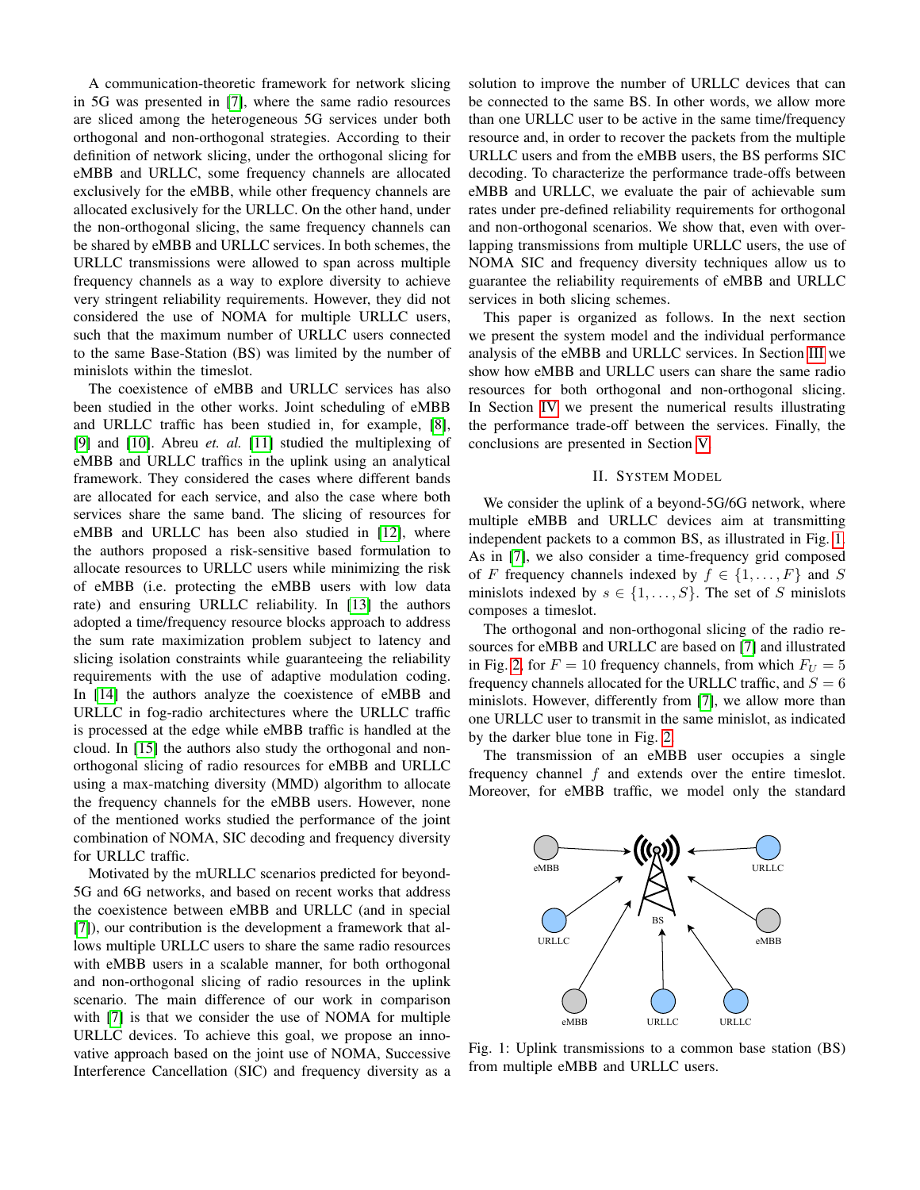A communication-theoretic framework for network slicing in 5G was presented in [7], where the same radio resources are sliced among the heterogeneous 5G services under both orthogonal and non-orthogonal strategies. According to their definition of network slicing, under the orthogonal slicing for eMBB and URLLC, some frequency channels are allocated exclusively for the eMBB, while other frequency channels are allocated exclusively for the URLLC. On the other hand, under the non-orthogonal slicing, the same frequency channels can be shared by eMBB and URLLC services. In both schemes, the URLLC transmissions were allowed to span across multiple frequency channels as a way to explore diversity to achieve very stringent reliability requirements. However, they did not considered the use of NOMA for multiple URLLC users, such that the maximum number of URLLC users connected to the same Base-Station (BS) was limited by the number of minislots within the timeslot.

The coexistence of eMBB and URLLC services has also been studied in the other works. Joint scheduling of eMBB and URLLC traffic has been studied in, for example, [8], [9] and [10]. Abreu *et. al.* [11] studied the multiplexing of eMBB and URLLC traffics in the uplink using an analytical framework. They considered the cases where different bands are allocated for each service, and also the case where both services share the same band. The slicing of resources for eMBB and URLLC has been also studied in [12], where the authors proposed a risk-sensitive based formulation to allocate resources to URLLC users while minimizing the risk of eMBB (i.e. protecting the eMBB users with low data rate) and ensuring URLLC reliability. In [13] the authors adopted a time/frequency resource blocks approach to address the sum rate maximization problem subject to latency and slicing isolation constraints while guaranteeing the reliability requirements with the use of adaptive modulation coding. In [14] the authors analyze the coexistence of eMBB and URLLC in fog-radio architectures where the URLLC traffic is processed at the edge while eMBB traffic is handled at the cloud. In [15] the authors also study the orthogonal and non-orthogonal slicing of radio resources for eMBB and URLLC using a max-matching diversity (MMD) algorithm to allocate the frequency channels for the eMBB users. However, none of the mentioned works studied the performance of the joint combination of NOMA, SIC decoding and frequency diversity for URLLC traffic.

Motivated by the mURLLC scenarios predicted for beyond-5G and 6G networks, and based on recent works that address the coexistence between eMBB and URLLC (and in special [7]), our contribution is the development a framework that allows multiple URLLC users to share the same radio resources with eMBB users in a scalable manner, for both orthogonal and non-orthogonal slicing of radio resources in the uplink scenario. The main difference of our work in comparison with [7] is that we consider the use of NOMA for multiple URLLC devices. To achieve this goal, we propose an innovative approach based on the joint use of NOMA, Successive Interference Cancellation (SIC) and frequency diversity as a solution to improve the number of URLLC devices that can be connected to the same BS. In other words, we allow more than one URLLC user to be active in the same time/frequency resource and, in order to recover the packets from the multiple URLLC users and from the eMBB users, the BS performs SIC decoding. To characterize the performance trade-offs between eMBB and URLLC, we evaluate the pair of achievable sum rates under pre-defined reliability requirements for orthogonal and non-orthogonal scenarios. We show that, even with overlapping transmissions from multiple URLLC users, the use of NOMA SIC and frequency diversity techniques allow us to guarantee the reliability requirements of eMBB and URLLC services in both slicing schemes.

This paper is organized as follows. In the next section we present the system model and the individual performance analysis of the eMBB and URLLC services. In Section III we show how eMBB and URLLC users can share the same radio resources for both orthogonal and non-orthogonal slicing. In Section IV we present the numerical results illustrating the performance trade-off between the services. Finally, the conclusions are presented in Section V.

## II. System Model

We consider the uplink of a beyond-5G/6G network, where multiple eMBB and URLLC devices aim at transmitting independent packets to a common BS, as illustrated in Fig. 1. As in [7], we also consider a time-frequency grid composed of $F$ frequency channels indexed by $f \in \{1, \dots, F\}$ and $S$ minislots indexed by $s \in \{1, \dots, S\}$. The set of $S$ minislots composes a timeslot.

The orthogonal and non-orthogonal slicing of the radio resources for eMBB and URLLC are based on [7] and illustrated in Fig. 2, for $F = 10$ frequency channels, from which $F_U = 5$ frequency channels allocated for the URLLC traffic, and $S = 6$ minislots. However, differently from [7], we allow more than one URLLC user to transmit in the same minislot, as indicated by the darker blue tone in Fig. 2.

The transmission of an eMBB user occupies a single frequency channel $f$ and extends over the entire timeslot. Moreover, for eMBB traffic, we model only the standard

Fig. 1: Uplink transmissions to a common base station (BS) from multiple eMBB and URLLC users.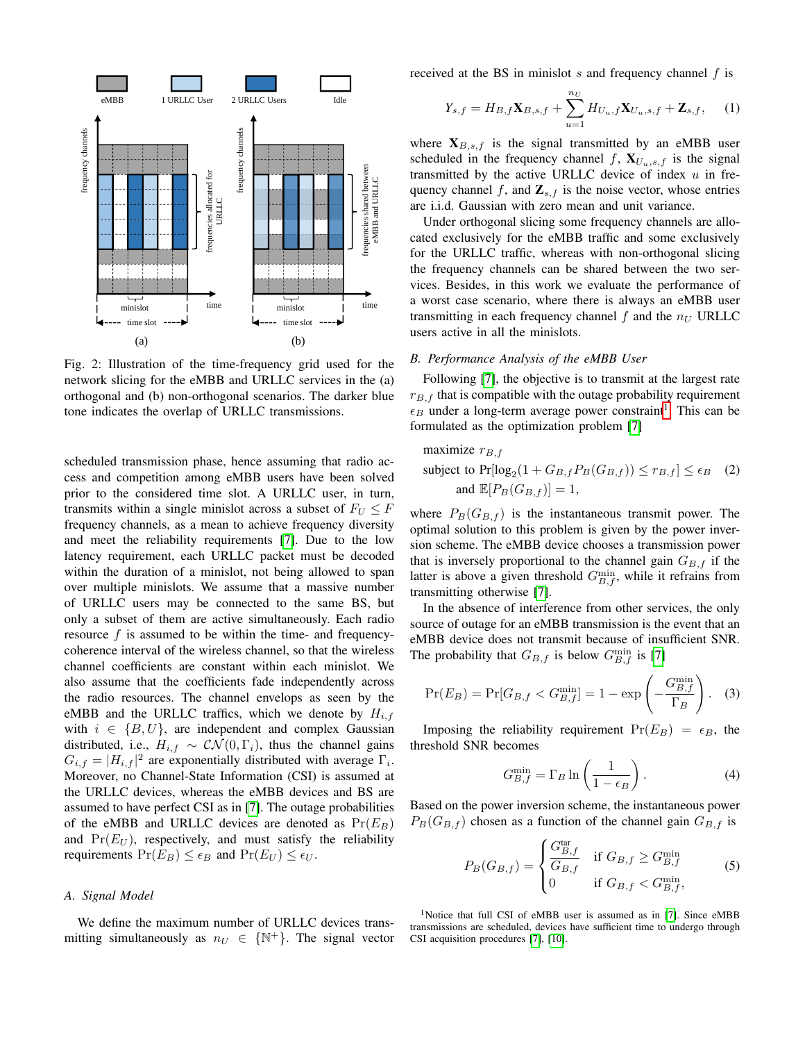Fig. 2: Illustration of the time-frequency grid used for the network slicing for the eMBB and URLLC services in the (a) orthogonal and (b) non-orthogonal scenarios. The darker blue tone indicates the overlap of URLLC transmissions.

scheduled transmission phase, hence assuming that radio access and competition among eMBB users have been solved prior to the considered time slot. A URLLC user, in turn, transmits within a single minislot across a subset of $F_U \leq F$ frequency channels, as a mean to achieve frequency diversity and meet the reliability requirements [7]. Due to the low latency requirement, each URLLC packet must be decoded within the duration of a minislot, not being allowed to span over multiple minislots. We assume that a massive number of URLLC users may be connected to the same BS, but only a subset of them are active simultaneously. Each radio resource $f$ is assumed to be within the time- and frequency-coherence interval of the wireless channel, so that the wireless channel coefficients are constant within each minislot. We also assume that the coefficients fade independently across the radio resources. The channel envelops as seen by the eMBB and the URLLC traffics, which we denote by $H_{i,f}$ with $i \in \{B, U\}$, are independent and complex Gaussian distributed, i.e., $H_{i,f} \sim \mathcal{CN}(0, \Gamma_i)$, thus the channel gains $G_{i,f} = |H_{i,f}|^2$ are exponentially distributed with average $\Gamma_i$. Moreover, no Channel-State Information (CSI) is assumed at the URLLC devices, whereas the eMBB devices and BS are assumed to have perfect CSI as in [7]. The outage probabilities of the eMBB and URLLC devices are denoted as $\Pr(E_B)$ and $\Pr(E_U)$, respectively, and must satisfy the reliability requirements $\Pr(E_B) \leq \epsilon_B$ and $\Pr(E_U) \leq \epsilon_U$.

### A. Signal Model

We define the maximum number of URLLC devices transmitting simultaneously as $n_U \in \{\mathbb{N}^+\}$. The signal vector received at the BS in minislot $s$ and frequency channel $f$ is

$$Y_{s,f} = H_{B,f}\mathbf{X}_{B,s,f} + \sum_{u=1}^{n_U} H_{U_u,f}\mathbf{X}_{U_u,s,f} + \mathbf{Z}_{s,f}, \quad (1)$$

where $\mathbf{X}_{B,s,f}$ is the signal transmitted by an eMBB user scheduled in the frequency channel $f$, $\mathbf{X}_{U_u,s,f}$ is the signal transmitted by the active URLLC device of index $u$ in frequency channel $f$, and $\mathbf{Z}_{s,f}$ is the noise vector, whose entries are i.i.d. Gaussian with zero mean and unit variance.

Under orthogonal slicing some frequency channels are allocated exclusively for the eMBB traffic and some exclusively for the URLLC traffic, whereas with non-orthogonal slicing the frequency channels can be shared between the two services. Besides, in this work we evaluate the performance of a worst case scenario, where there is always an eMBB user transmitting in each frequency channel $f$ and the $n_U$ URLLC users active in all the minislots.

### B. Performance Analysis of the eMBB User

Following [7], the objective is to transmit at the largest rate $r_{B,f}$ that is compatible with the outage probability requirement $\epsilon_B$ under a long-term average power constraint[1]. This can be formulated as the optimization problem [7]

$$\begin{aligned} &\text{maximize } r_{B,f} \\ &\text{subject to } \Pr[\log_2(1 + G_{B,f}P_B(G_{B,f})) \leq r_{B,f}] \leq \epsilon_B \\ &\qquad\quad \text{and } \mathbb{E}[P_B(G_{B,f})] = 1, \end{aligned} \quad (2)$$

where $P_B(G_{B,f})$ is the instantaneous transmit power. The optimal solution to this problem is given by the power inversion scheme. The eMBB device chooses a transmission power that is inversely proportional to the channel gain $G_{B,f}$ if the latter is above a given threshold $G_{B,f}^{\min}$, while it refrains from transmitting otherwise [7].

In the absence of interference from other services, the only source of outage for an eMBB transmission is the event that an eMBB device does not transmit because of insufficient SNR. The probability that $G_{B,f}$ is below $G_{B,f}^{\min}$ is [7]

$$\Pr(E_B) = \Pr[G_{B,f} < G_{B,f}^{\min}] = 1 - \exp\left(-\frac{G_{B,f}^{\min}}{\Gamma_B}\right). \quad (3)$$

Imposing the reliability requirement $\Pr(E_B) = \epsilon_B$, the threshold SNR becomes

$$G_{B,f}^{\min} = \Gamma_B \ln\left(\frac{1}{1 - \epsilon_B}\right). \quad (4)$$

Based on the power inversion scheme, the instantaneous power $P_B(G_{B,f})$ chosen as a function of the channel gain $G_{B,f}$ is

$$P_B(G_{B,f}) = \begin{cases} \dfrac{G_{B,f}^{\text{tar}}}{G_{B,f}} & \text{if } G_{B,f} \geq G_{B,f}^{\min} \\ 0 & \text{if } G_{B,f} < G_{B,f}^{\min}, \end{cases} \quad (5)$$

[1] Notice that full CSI of eMBB user is assumed as in [7]. Since eMBB transmissions are scheduled, devices have sufficient time to undergo through CSI acquisition procedures [7], [10].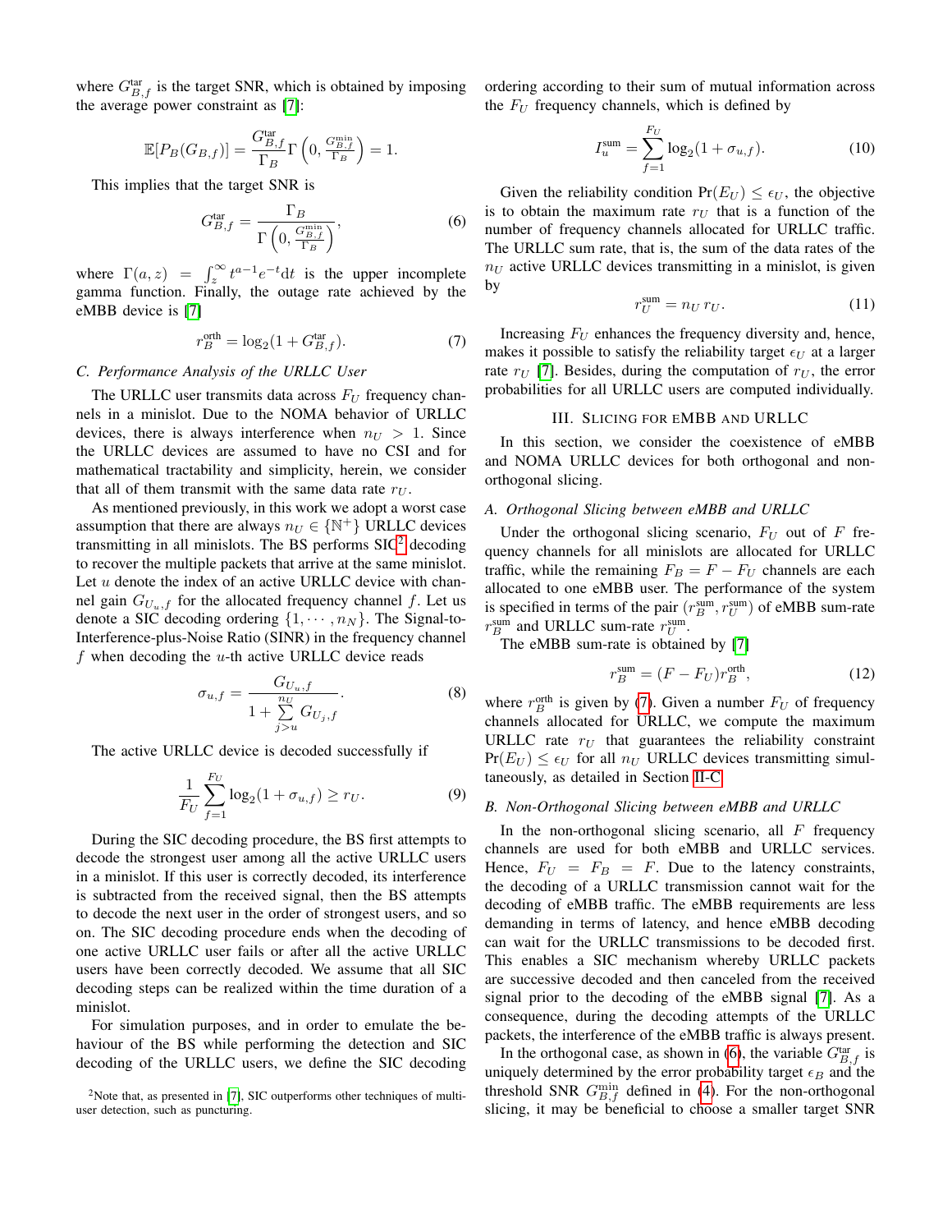where $G^{\text{tar}}_{B,f}$ is the target SNR, which is obtained by imposing the average power constraint as [7]:

$$\mathbb{E}[P_B(G_{B,f})] = \frac{G^{\text{tar}}_{B,f}}{\Gamma_B}\Gamma\left(0, \frac{G^{\min}_{B,f}}{\Gamma_B}\right) = 1.$$

This implies that the target SNR is

$$G^{\text{tar}}_{B,f} = \frac{\Gamma_B}{\Gamma\left(0, \frac{G^{\min}_{B,f}}{\Gamma_B}\right)}, \tag{6}$$

where $\Gamma(a,z) = \int_z^{\infty} t^{a-1}e^{-t}\text{d}t$ is the upper incomplete gamma function. Finally, the outage rate achieved by the eMBB device is [7]

$$r^{\text{orth}}_B = \log_2(1 + G^{\text{tar}}_{B,f}). \tag{7}$$

### C. Performance Analysis of the URLLC User

The URLLC user transmits data across $F_U$ frequency channels in a minislot. Due to the NOMA behavior of URLLC devices, there is always interference when $n_U > 1$. Since the URLLC devices are assumed to have no CSI and for mathematical tractability and simplicity, herein, we consider that all of them transmit with the same data rate $r_U$.

As mentioned previously, in this work we adopt a worst case assumption that there are always $n_U \in \{\mathbb{N}^+\}$ URLLC devices transmitting in all minislots. The BS performs SIC[2] decoding to recover the multiple packets that arrive at the same minislot. Let $u$ denote the index of an active URLLC device with channel gain $G_{U_u,f}$ for the allocated frequency channel $f$. Let us denote a SIC decoding ordering $\{1, \cdots, n_N\}$. The Signal-to-Interference-plus-Noise Ratio (SINR) in the frequency channel $f$ when decoding the $u$-th active URLLC device reads

$$\sigma_{u,f} = \frac{G_{U_u,f}}{1 + \sum\limits_{j>u}^{n_U} G_{U_j,f}}. \tag{8}$$

The active URLLC device is decoded successfully if

$$\frac{1}{F_U}\sum_{f=1}^{F_U}\log_2(1 + \sigma_{u,f}) \geq r_U. \tag{9}$$

During the SIC decoding procedure, the BS first attempts to decode the strongest user among all the active URLLC users in a minislot. If this user is correctly decoded, its interference is subtracted from the received signal, then the BS attempts to decode the next user in the order of strongest users, and so on. The SIC decoding procedure ends when the decoding of one active URLLC user fails or after all the active URLLC users have been correctly decoded. We assume that all SIC decoding steps can be realized within the time duration of a minislot.

For simulation purposes, and in order to emulate the behaviour of the BS while performing the detection and SIC decoding of the URLLC users, we define the SIC decoding ordering according to their sum of mutual information across the $F_U$ frequency channels, which is defined by

$$I^{\text{sum}}_u = \sum_{f=1}^{F_U}\log_2(1 + \sigma_{u,f}). \tag{10}$$

Given the reliability condition $\Pr(E_U) \leq \epsilon_U$, the objective is to obtain the maximum rate $r_U$ that is a function of the number of frequency channels allocated for URLLC traffic. The URLLC sum rate, that is, the sum of the data rates of the $n_U$ active URLLC devices transmitting in a minislot, is given by

$$r^{\text{sum}}_U = n_U\, r_U. \tag{11}$$

Increasing $F_U$ enhances the frequency diversity and, hence, makes it possible to satisfy the reliability target $\epsilon_U$ at a larger rate $r_U$ [7]. Besides, during the computation of $r_U$, the error probabilities for all URLLC users are computed individually.

## III. Slicing for eMBB and URLLC

In this section, we consider the coexistence of eMBB and NOMA URLLC devices for both orthogonal and non-orthogonal slicing.

### A. Orthogonal Slicing between eMBB and URLLC

Under the orthogonal slicing scenario, $F_U$ out of $F$ frequency channels for all minislots are allocated for URLLC traffic, while the remaining $F_B = F - F_U$ channels are each allocated to one eMBB user. The performance of the system is specified in terms of the pair $(r^{\text{sum}}_B, r^{\text{sum}}_U)$ of eMBB sum-rate $r^{\text{sum}}_B$ and URLLC sum-rate $r^{\text{sum}}_U$.

The eMBB sum-rate is obtained by [7]

$$r^{\text{sum}}_B = (F - F_U)r^{\text{orth}}_B, \tag{12}$$

where $r^{\text{orth}}_B$ is given by (7). Given a number $F_U$ of frequency channels allocated for URLLC, we compute the maximum URLLC rate $r_U$ that guarantees the reliability constraint $\Pr(E_U) \leq \epsilon_U$ for all $n_U$ URLLC devices transmitting simultaneously, as detailed in Section II-C.

### B. Non-Orthogonal Slicing between eMBB and URLLC

In the non-orthogonal slicing scenario, all $F$ frequency channels are used for both eMBB and URLLC services. Hence, $F_U = F_B = F$. Due to the latency constraints, the decoding of a URLLC transmission cannot wait for the decoding of eMBB traffic. The eMBB requirements are less demanding in terms of latency, and hence eMBB decoding can wait for the URLLC transmissions to be decoded first. This enables a SIC mechanism whereby URLLC packets are successive decoded and then canceled from the received signal prior to the decoding of the eMBB signal [7]. As a consequence, during the decoding attempts of the URLLC packets, the interference of the eMBB traffic is always present.

In the orthogonal case, as shown in (6), the variable $G^{\text{tar}}_{B,f}$ is uniquely determined by the error probability target $\epsilon_B$ and the threshold SNR $G^{\min}_{B,f}$ defined in (4). For the non-orthogonal slicing, it may be beneficial to choose a smaller target SNR

[2] Note that, as presented in [7], SIC outperforms other techniques of multi-user detection, such as puncturing.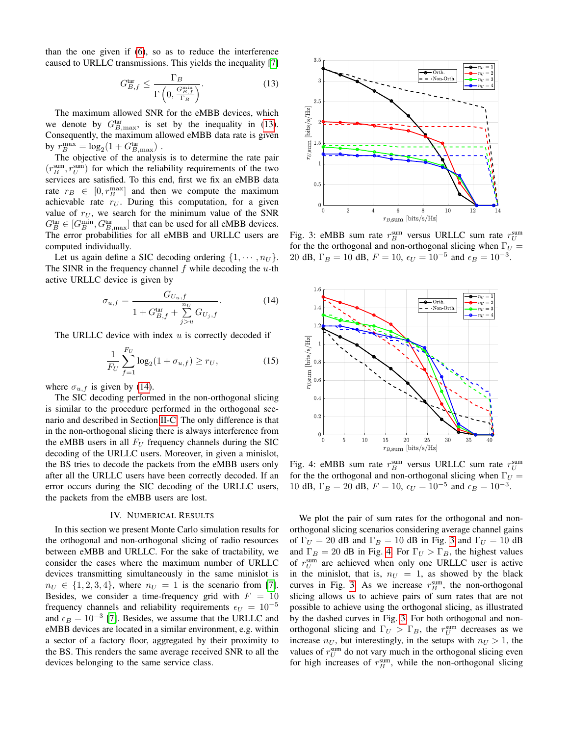than the one given if (6), so as to reduce the interference caused to URLLC transmissions. This yields the inequality [7]

$$G_{B,f}^{\text{tar}} \leq \frac{\Gamma_B}{\Gamma\left(0, \frac{G_{B,f}^{\min}}{\Gamma_B}\right)}. \tag{13}$$

The maximum allowed SNR for the eMBB devices, which we denote by $G_{B,\max}^{\text{tar}}$, is set by the inequality in (13). Consequently, the maximum allowed eMBB data rate is given by $r_B^{\max} = \log_2(1 + G_{B,\max}^{\text{tar}})$ .

The objective of the analysis is to determine the rate pair $(r_B^{\text{sum}}, r_U^{\text{sum}})$ for which the reliability requirements of the two services are satisfied. To this end, first we fix an eMBB data rate $r_B \in [0, r_B^{\max}]$ and then we compute the maximum achievable rate $r_U$. During this computation, for a given value of $r_U$, we search for the minimum value of the SNR $G_B^{\text{tar}} \in [G_B^{\min}, G_{B,\max}^{\text{tar}}]$ that can be used for all eMBB devices. The error probabilities for all eMBB and URLLC users are computed individually.

Let us again define a SIC decoding ordering $\{1, \cdots, n_U\}$. The SINR in the frequency channel $f$ while decoding the $u$-th active URLLC device is given by

$$\sigma_{u,f} = \frac{G_{U_u,f}}{1 + G_{B,f}^{\text{tar}} + \sum_{j>u}^{n_U} G_{U_j,f}}. \tag{14}$$

The URLLC device with index $u$ is correctly decoded if

$$\frac{1}{F_U} \sum_{f=1}^{F_U} \log_2(1 + \sigma_{u,f}) \geq r_U, \tag{15}$$

where $\sigma_{u,f}$ is given by (14).

The SIC decoding performed in the non-orthogonal slicing is similar to the procedure performed in the orthogonal scenario and described in Section II-C. The only difference is that in the non-orthogonal slicing there is always interference from the eMBB users in all $F_U$ frequency channels during the SIC decoding of the URLLC users. Moreover, in given a minislot, the BS tries to decode the packets from the eMBB users only after all the URLLC users have been correctly decoded. If an error occurs during the SIC decoding of the URLLC users, the packets from the eMBB users are lost.

## IV. Numerical Results

In this section we present Monte Carlo simulation results for the orthogonal and non-orthogonal slicing of radio resources between eMBB and URLLC. For the sake of tractability, we consider the cases where the maximum number of URLLC devices transmitting simultaneously in the same minislot is $n_U \in \{1, 2, 3, 4\}$, where $n_U = 1$ is the scenario from [7]. Besides, we consider a time-frequency grid with $F = 10$ frequency channels and reliability requirements $\epsilon_U = 10^{-5}$ and $\epsilon_B = 10^{-3}$ [7]. Besides, we assume that the URLLC and eMBB devices are located in a similar environment, e.g. within a sector of a factory floor, aggregated by their proximity to the BS. This renders the same average received SNR to all the devices belonging to the same service class.

Fig. 3: eMBB sum rate $r_B^{\text{sum}}$ versus URLLC sum rate $r_U^{\text{sum}}$ for the the orthogonal and non-orthogonal slicing when $\Gamma_U = 20$ dB, $\Gamma_B = 10$ dB, $F = 10$, $\epsilon_U = 10^{-5}$ and $\epsilon_B = 10^{-3}$.

Fig. 4: eMBB sum rate $r_B^{\text{sum}}$ versus URLLC sum rate $r_U^{\text{sum}}$ for the the orthogonal and non-orthogonal slicing when $\Gamma_U = 10$ dB, $\Gamma_B = 20$ dB, $F = 10$, $\epsilon_U = 10^{-5}$ and $\epsilon_B = 10^{-3}$.

We plot the pair of sum rates for the orthogonal and non-orthogonal slicing scenarios considering average channel gains of $\Gamma_U = 20$ dB and $\Gamma_B = 10$ dB in Fig. 3 and $\Gamma_U = 10$ dB and $\Gamma_B = 20$ dB in Fig. 4. For $\Gamma_U > \Gamma_B$, the highest values of $r_U^{\text{sum}}$ are achieved when only one URLLC user is active in the minislot, that is, $n_U = 1$, as showed by the black curves in Fig. 3. As we increase $r_B^{\text{sum}}$, the non-orthogonal slicing allows us to achieve pairs of sum rates that are not possible to achieve using the orthogonal slicing, as illustrated by the dashed curves in Fig. 3. For both orthogonal and non-orthogonal slicing and $\Gamma_U > \Gamma_B$, the $r_U^{\text{sum}}$ decreases as we increase $n_U$, but interestingly, in the setups with $n_U > 1$, the values of $r_U^{\text{sum}}$ do not vary much in the orthogonal slicing even for high increases of $r_B^{\text{sum}}$, while the non-orthogonal slicing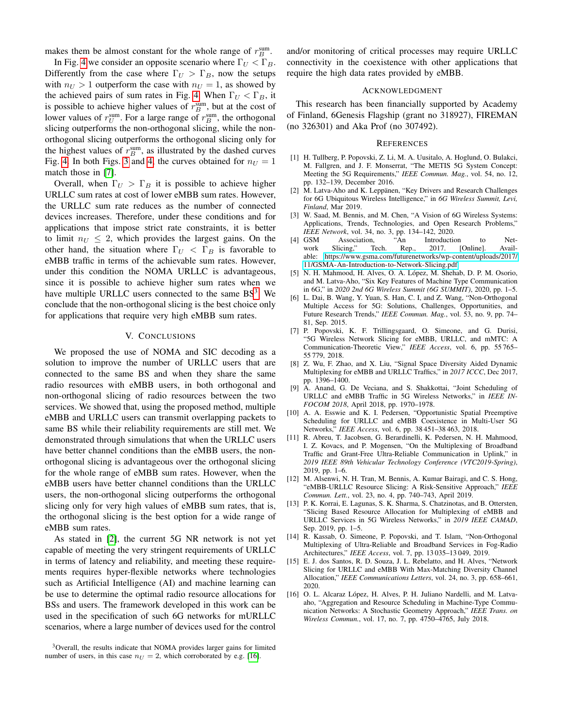makes them be almost constant for the whole range of $r_B^{\text{sum}}$.

In Fig. 4 we consider an opposite scenario where $\Gamma_U < \Gamma_B$. Differently from the case where $\Gamma_U > \Gamma_B$, now the setups with $n_U > 1$ outperform the case with $n_U = 1$, as showed by the achieved pairs of sum rates in Fig. 4. When $\Gamma_U < \Gamma_B$, it is possible to achieve higher values of $r_B^{\text{sum}}$, but at the cost of lower values of $r_U^{\text{sum}}$. For a large range of $r_B^{\text{sum}}$, the orthogonal slicing outperforms the non-orthogonal slicing, while the non-orthogonal slicing outperforms the orthogonal slicing only for the highest values of $r_B^{\text{sum}}$, as illustrated by the dashed curves Fig. 4. In both Figs. 3 and 4, the curves obtained for $n_U = 1$ match those in [7].

Overall, when $\Gamma_U > \Gamma_B$ it is possible to achieve higher URLLC sum rates at cost of lower eMBB sum rates. However, the URLLC sum rate reduces as the number of connected devices increases. Therefore, under these conditions and for applications that impose strict rate constraints, it is better to limit $n_U \leq 2$, which provides the largest gains. On the other hand, the situation where $\Gamma_U < \Gamma_B$ is favorable to eMBB traffic in terms of the achievable sum rates. However, under this condition the NOMA URLLC is advantageous, since it is possible to achieve higher sum rates when we have multiple URLLC users connected to the same BS[3]. We conclude that the non-orthogonal slicing is the best choice only for applications that require very high eMBB sum rates.

## V. Conclusions

We proposed the use of NOMA and SIC decoding as a solution to improve the number of URLLC users that are connected to the same BS and when they share the same radio resources with eMBB users, in both orthogonal and non-orthogonal slicing of radio resources between the two services. We showed that, using the proposed method, multiple eMBB and URLLC users can transmit overlapping packets to same BS while their reliability requirements are still met. We demonstrated through simulations that when the URLLC users have better channel conditions than the eMBB users, the non-orthogonal slicing is advantageous over the orthogonal slicing for the whole range of eMBB sum rates. However, when the eMBB users have better channel conditions than the URLLC users, the non-orthogonal slicing outperforms the orthogonal slicing only for very high values of eMBB sum rates, that is, the orthogonal slicing is the best option for a wide range of eMBB sum rates.

As stated in [2], the current 5G NR network is not yet capable of meeting the very stringent requirements of URLLC in terms of latency and reliability, and meeting these requirements requires hyper-flexible networks where technologies such as Artificial Intelligence (AI) and machine learning can be use to determine the optimal radio resource allocations for BSs and users. The framework developed in this work can be used in the specification of such 6G networks for mURLLC scenarios, where a large number of devices used for the control and/or monitoring of critical processes may require URLLC connectivity in the coexistence with other applications that require the high data rates provided by eMBB.

[3]Overall, the results indicate that NOMA provides larger gains for limited number of users, in this case $n_U = 2$, which corroborated by e.g. [16].

## Acknowledgment

This research has been financially supported by Academy of Finland, 6Genesis Flagship (grant no 318927), FIREMAN (no 326301) and Aka Prof (no 307492).

## References

[1] H. Tullberg, P. Popovski, Z. Li, M. A. Uusitalo, A. Hoglund, O. Bulakci, M. Fallgren, and J. F. Monserrat, "The METIS 5G System Concept: Meeting the 5G Requirements," *IEEE Commun. Mag.*, vol. 54, no. 12, pp. 132–139, December 2016.

[2] M. Latva-Aho and K. Leppänen, "Key Drivers and Research Challenges for 6G Ubiquitous Wireless Intelligence," in *6G Wireless Summit, Levi, Finland*, Mar 2019.

[3] W. Saad, M. Bennis, and M. Chen, "A Vision of 6G Wireless Systems: Applications, Trends, Technologies, and Open Research Problems," *IEEE Network*, vol. 34, no. 3, pp. 134–142, 2020.

[4] GSM Association, "An Introduction to Network Slicing," Tech. Rep., 2017. [Online]. Available: https://www.gsma.com/futurenetworks/wp-content/uploads/2017/11/GSMA-An-Introduction-to-Network-Slicing.pdf

[5] N. H. Mahmood, H. Alves, O. A. López, M. Shehab, D. P. M. Osorio, and M. Latva-Aho, "Six Key Features of Machine Type Communication in 6G," in *2020 2nd 6G Wireless Summit (6G SUMMIT)*, 2020, pp. 1–5.

[6] L. Dai, B. Wang, Y. Yuan, S. Han, C. I, and Z. Wang, "Non-Orthogonal Multiple Access for 5G: Solutions, Challenges, Opportunities, and Future Research Trends," *IEEE Commun. Mag.*, vol. 53, no. 9, pp. 74–81, Sep. 2015.

[7] P. Popovski, K. F. Trillingsgaard, O. Simeone, and G. Durisi, "5G Wireless Network Slicing for eMBB, URLLC, and mMTC: A Communication-Theoretic View," *IEEE Access*, vol. 6, pp. 55 765–55 779, 2018.

[8] Z. Wu, F. Zhao, and X. Liu, "Signal Space Diversity Aided Dynamic Multiplexing for eMBB and URLLC Traffics," in *2017 ICCC*, Dec 2017, pp. 1396–1400.

[9] A. Anand, G. De Veciana, and S. Shakkottai, "Joint Scheduling of URLLC and eMBB Traffic in 5G Wireless Networks," in *IEEE INFOCOM 2018*, April 2018, pp. 1970–1978.

[10] A. A. Esswie and K. I. Pedersen, "Opportunistic Spatial Preemptive Scheduling for URLLC and eMBB Coexistence in Multi-User 5G Networks," *IEEE Access*, vol. 6, pp. 38 451–38 463, 2018.

[11] R. Abreu, T. Jacobsen, G. Berardinelli, K. Pedersen, N. H. Mahmood, I. Z. Kovacs, and P. Mogensen, "On the Multiplexing of Broadband Traffic and Grant-Free Ultra-Reliable Communication in Uplink," in *2019 IEEE 89th Vehicular Technology Conference (VTC2019-Spring)*, 2019, pp. 1–6.

[12] M. Alsenwi, N. H. Tran, M. Bennis, A. Kumar Bairagi, and C. S. Hong, "eMBB-URLLC Resource Slicing: A Risk-Sensitive Approach," *IEEE Commun. Lett.*, vol. 23, no. 4, pp. 740–743, April 2019.

[13] P. K. Korrai, E. Lagunas, S. K. Sharma, S. Chatzinotas, and B. Ottersten, "Slicing Based Resource Allocation for Multiplexing of eMBB and URLLC Services in 5G Wireless Networks," in *2019 IEEE CAMAD*, Sep. 2019, pp. 1–5.

[14] R. Kassab, O. Simeone, P. Popovski, and T. Islam, "Non-Orthogonal Multiplexing of Ultra-Reliable and Broadband Services in Fog-Radio Architectures," *IEEE Access*, vol. 7, pp. 13 035–13 049, 2019.

[15] E. J. dos Santos, R. D. Souza, J. L. Rebelatto, and H. Alves, "Network Slicing for URLLC and eMBB With Max-Matching Diversity Channel Allocation," *IEEE Communications Letters*, vol. 24, no. 3, pp. 658–661, 2020.

[16] O. L. Alcaraz López, H. Alves, P. H. Juliano Nardelli, and M. Latva-aho, "Aggregation and Resource Scheduling in Machine-Type Communication Networks: A Stochastic Geometry Approach," *IEEE Trans. on Wireless Commun.*, vol. 17, no. 7, pp. 4750–4765, July 2018.